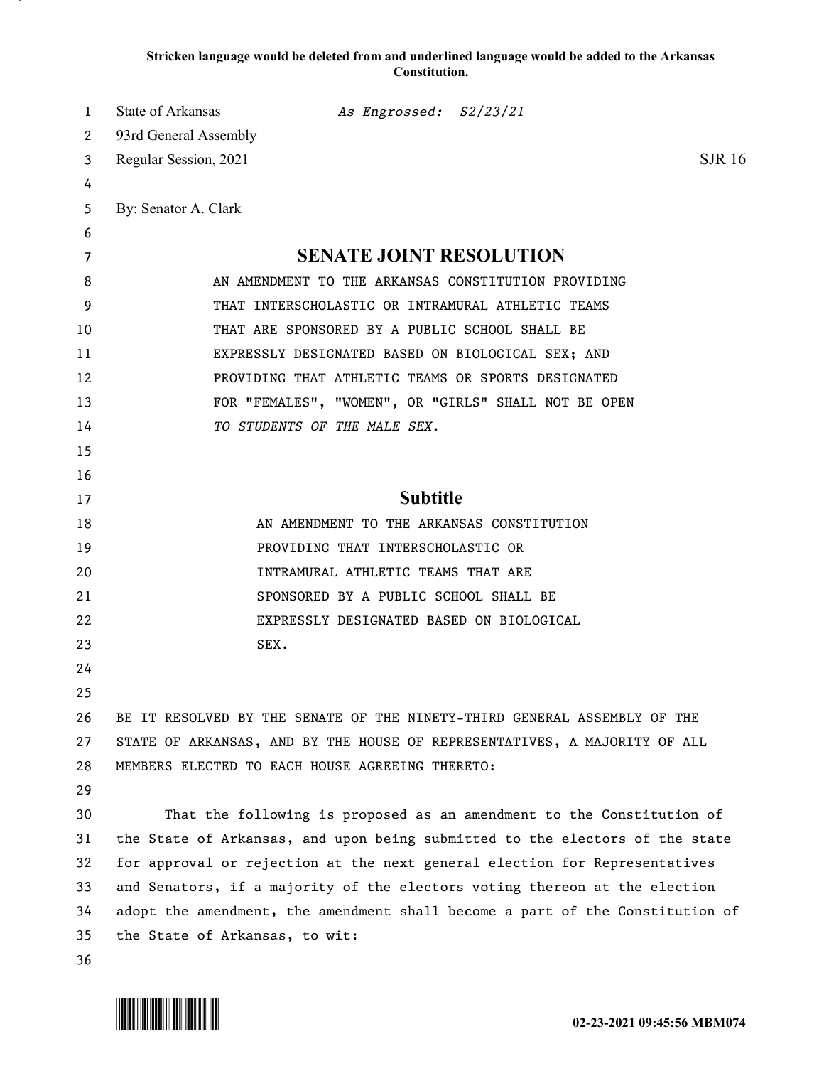Stricken language would be deleted from and underlined language would be added to the Arkansas Constitution.

State of Arkansas *As Engrossed: S2/23/21*
93rd General Assembly
Regular Session, 2021 SJR 16

By: Senator A. Clark

# SENATE JOINT RESOLUTION

AN AMENDMENT TO THE ARKANSAS CONSTITUTION PROVIDING THAT INTERSCHOLASTIC OR INTRAMURAL ATHLETIC TEAMS THAT ARE SPONSORED BY A PUBLIC SCHOOL SHALL BE EXPRESSLY DESIGNATED BASED ON BIOLOGICAL SEX; AND PROVIDING THAT ATHLETIC TEAMS OR SPORTS DESIGNATED FOR "FEMALES", "WOMEN", OR "GIRLS" SHALL NOT BE OPEN *TO STUDENTS OF THE MALE SEX.*

## Subtitle

AN AMENDMENT TO THE ARKANSAS CONSTITUTION PROVIDING THAT INTERSCHOLASTIC OR INTRAMURAL ATHLETIC TEAMS THAT ARE SPONSORED BY A PUBLIC SCHOOL SHALL BE EXPRESSLY DESIGNATED BASED ON BIOLOGICAL SEX.

BE IT RESOLVED BY THE SENATE OF THE NINETY-THIRD GENERAL ASSEMBLY OF THE STATE OF ARKANSAS, AND BY THE HOUSE OF REPRESENTATIVES, A MAJORITY OF ALL MEMBERS ELECTED TO EACH HOUSE AGREEING THERETO:

That the following is proposed as an amendment to the Constitution of the State of Arkansas, and upon being submitted to the electors of the state for approval or rejection at the next general election for Representatives and Senators, if a majority of the electors voting thereon at the election adopt the amendment, the amendment shall become a part of the Constitution of the State of Arkansas, to wit:

02-23-2021 09:45:56 MBM074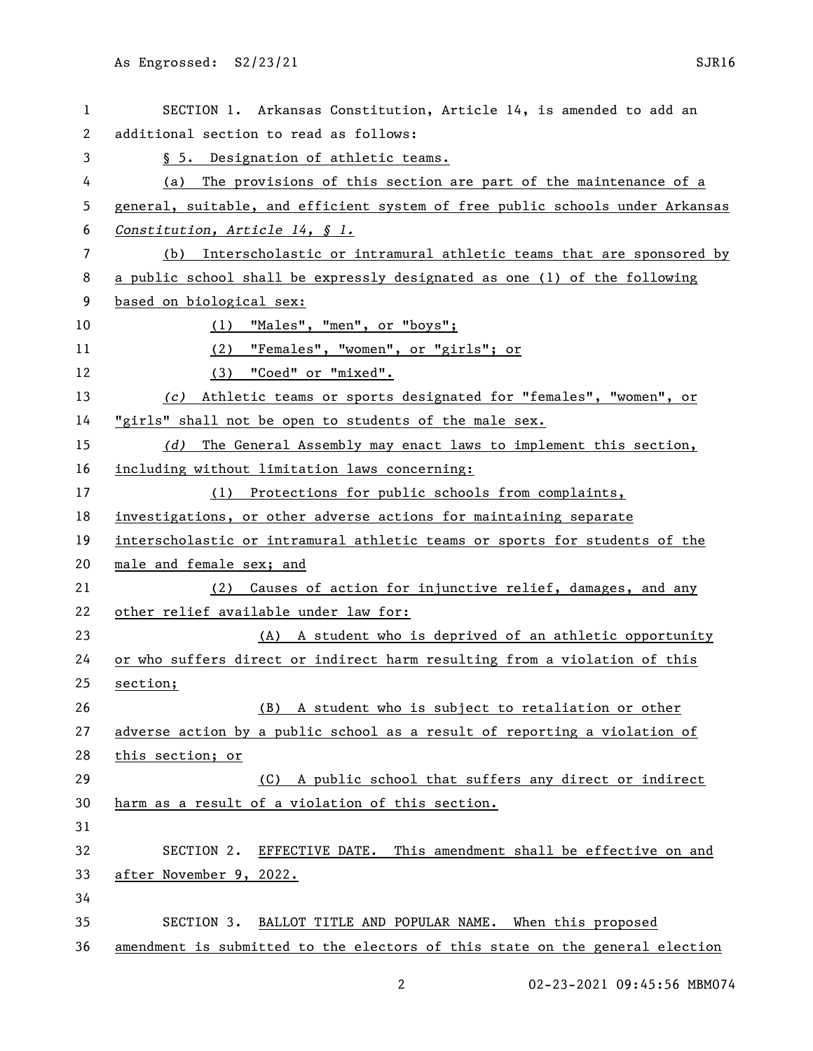SECTION 1. Arkansas Constitution, Article 14, is amended to add an additional section to read as follows:

§ 5. Designation of athletic teams.

(a) The provisions of this section are part of the maintenance of a general, suitable, and efficient system of free public schools under Arkansas *Constitution, Article 14, § 1.*

(b) Interscholastic or intramural athletic teams that are sponsored by a public school shall be expressly designated as one (1) of the following based on biological sex:

(1) "Males", "men", or "boys";

(2) "Females", "women", or "girls"; or

(3) "Coed" or "mixed".

*(c)* Athletic teams or sports designated for "females", "women", or "girls" shall not be open to students of the male sex.

*(d)* The General Assembly may enact laws to implement this section, including without limitation laws concerning:

(1) Protections for public schools from complaints, investigations, or other adverse actions for maintaining separate interscholastic or intramural athletic teams or sports for students of the male and female sex; and

(2) Causes of action for injunctive relief, damages, and any other relief available under law for:

(A) A student who is deprived of an athletic opportunity or who suffers direct or indirect harm resulting from a violation of this section;

(B) A student who is subject to retaliation or other adverse action by a public school as a result of reporting a violation of this section; or

(C) A public school that suffers any direct or indirect harm as a result of a violation of this section.

SECTION 2. EFFECTIVE DATE. This amendment shall be effective on and after November 9, 2022.

SECTION 3. BALLOT TITLE AND POPULAR NAME. When this proposed amendment is submitted to the electors of this state on the general election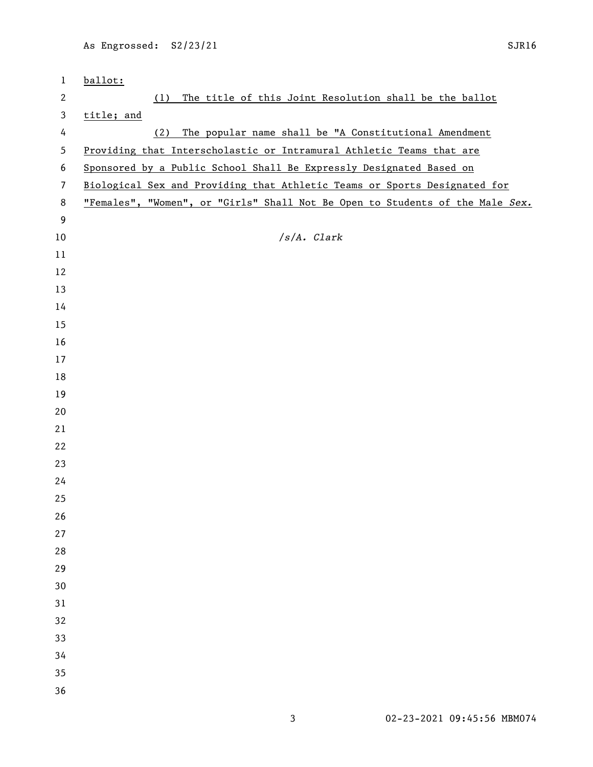ballot:

(1) The title of this Joint Resolution shall be the ballot title; and

(2) The popular name shall be "A Constitutional Amendment Providing that Interscholastic or Intramural Athletic Teams that are Sponsored by a Public School Shall Be Expressly Designated Based on Biological Sex and Providing that Athletic Teams or Sports Designated for "Females", "Women", or "Girls" Shall Not Be Open to Students of the Male *Sex.*

*/s/A. Clark*